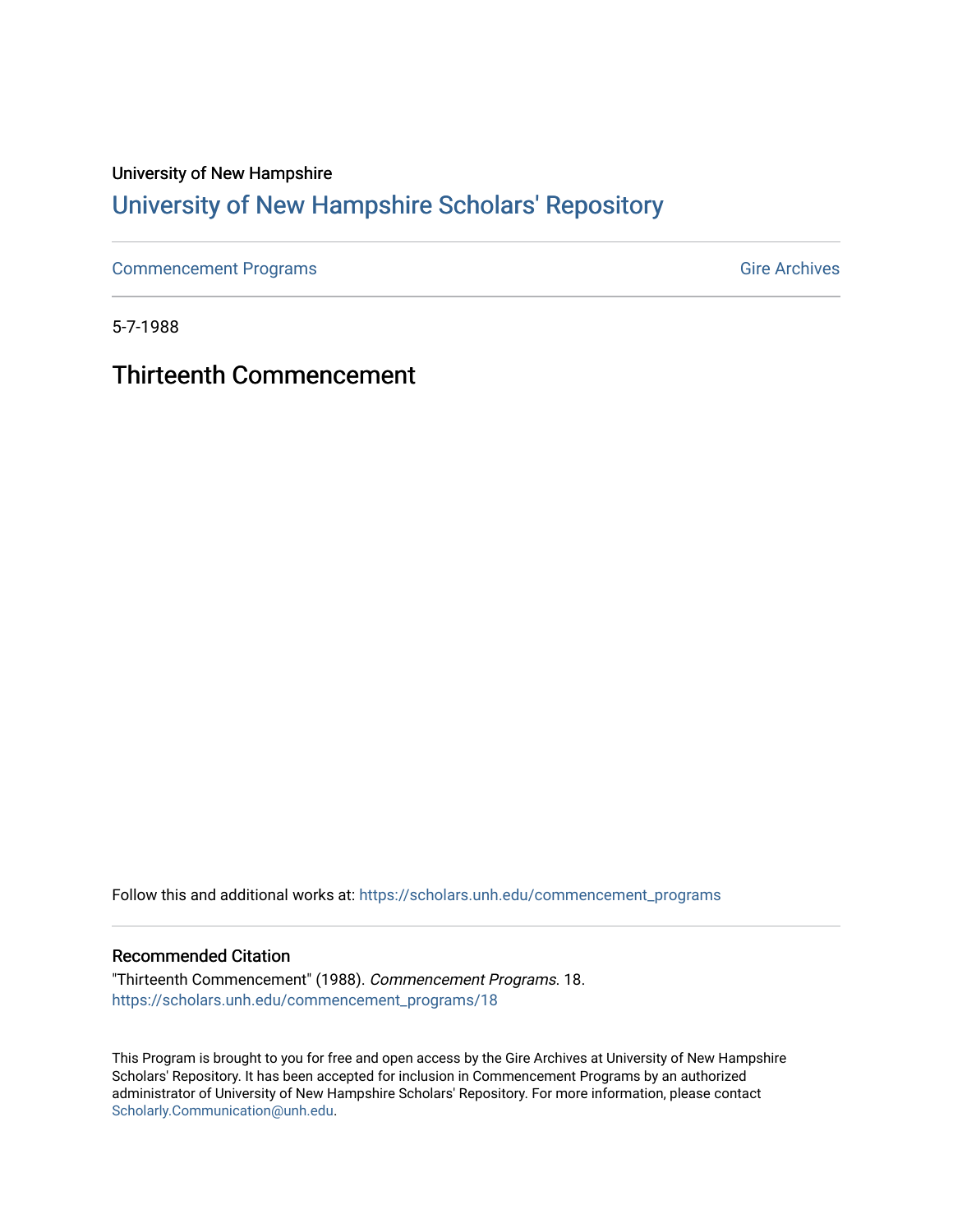University of New Hampshire

# University of New Hampshire Scholars' Repository

Commencement Programs | Gire Archives

5-7-1988

## Thirteenth Commencement

Follow this and additional works at: https://scholars.unh.edu/commencement_programs

### Recommended Citation

"Thirteenth Commencement" (1988). *Commencement Programs*. 18.
https://scholars.unh.edu/commencement_programs/18

This Program is brought to you for free and open access by the Gire Archives at University of New Hampshire Scholars' Repository. It has been accepted for inclusion in Commencement Programs by an authorized administrator of University of New Hampshire Scholars' Repository. For more information, please contact Scholarly.Communication@unh.edu.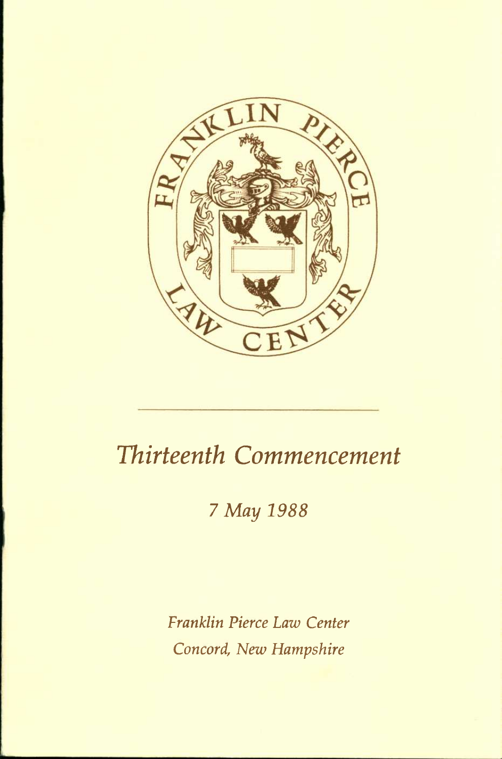FRANKLIN PIERCE LAW CENTER

# *Thirteenth Commencement*

*7 May 1988*

*Franklin Pierce Law Center*
*Concord, New Hampshire*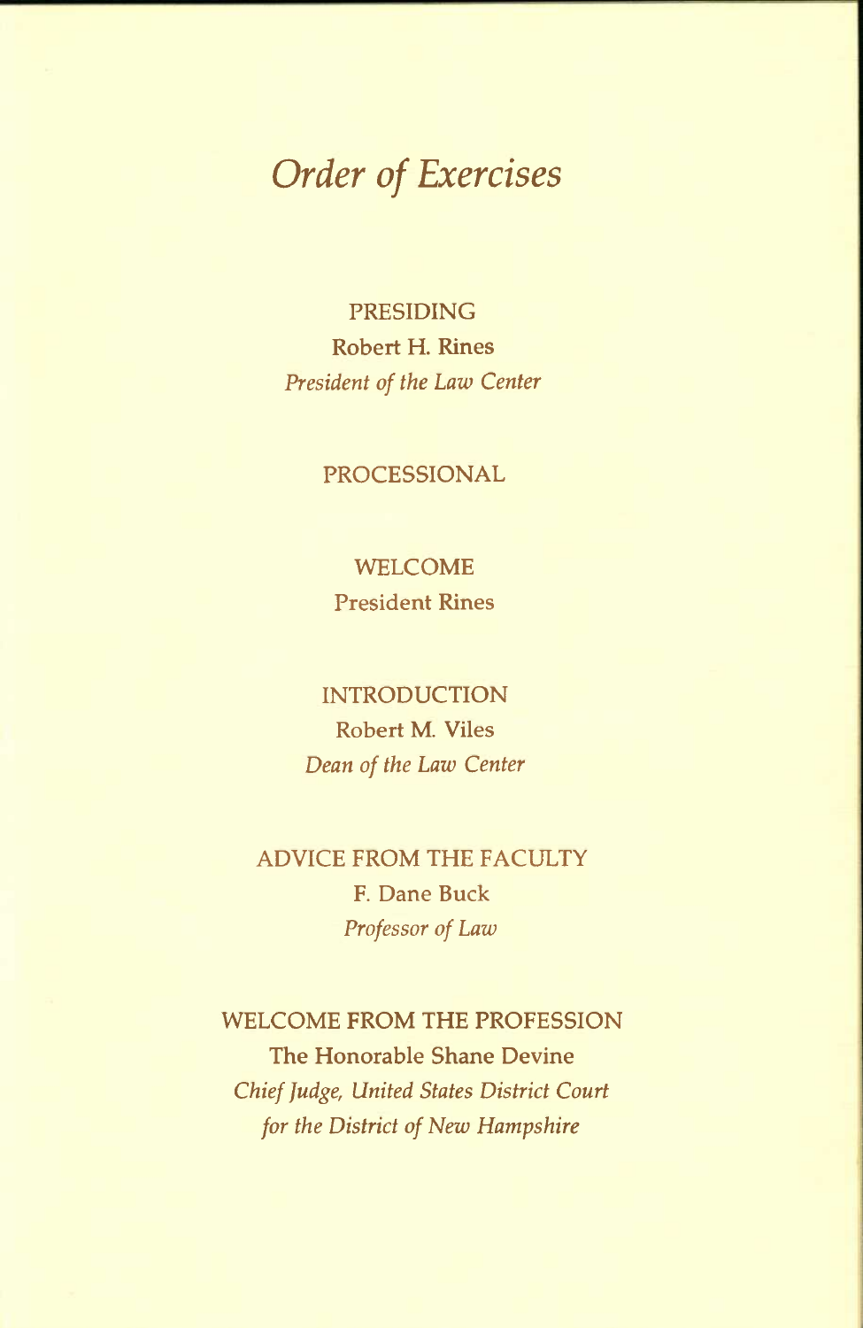# *Order of Exercises*

PRESIDING
Robert H. Rines
*President of the Law Center*

PROCESSIONAL

WELCOME
President Rines

INTRODUCTION
Robert M. Viles
*Dean of the Law Center*

ADVICE FROM THE FACULTY
F. Dane Buck
*Professor of Law*

WELCOME FROM THE PROFESSION
The Honorable Shane Devine
*Chief Judge, United States District Court for the District of New Hampshire*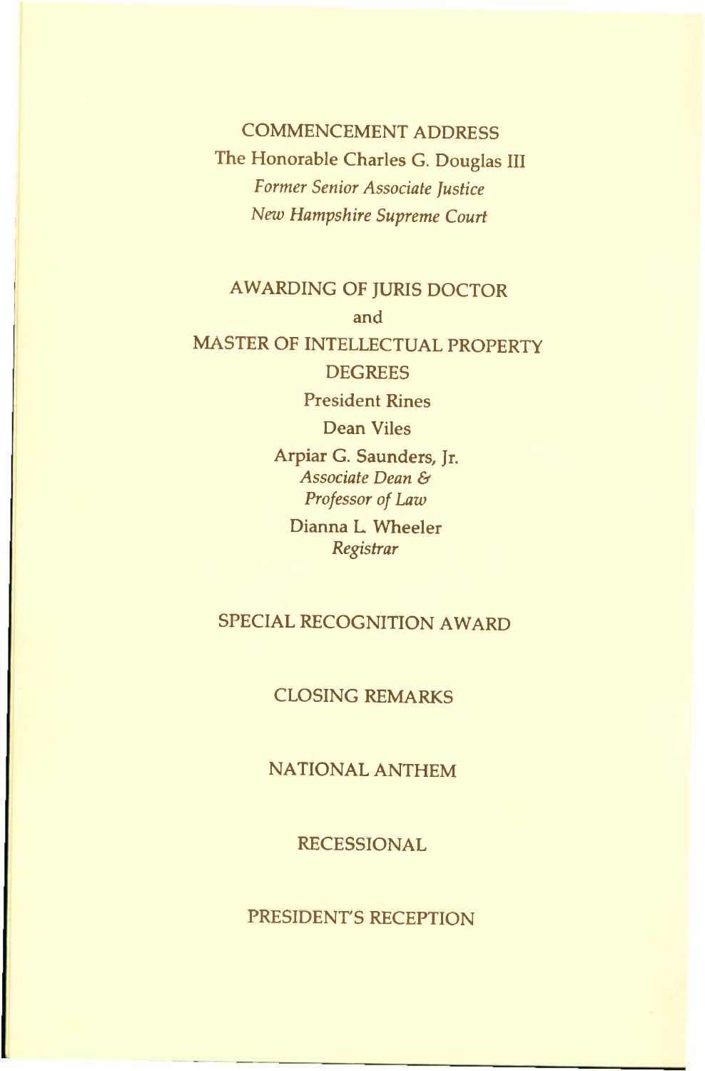COMMENCEMENT ADDRESS

The Honorable Charles G. Douglas III

*Former Senior Associate Justice*

*New Hampshire Supreme Court*

AWARDING OF JURIS DOCTOR

and

MASTER OF INTELLECTUAL PROPERTY

DEGREES

President Rines

Dean Viles

Arpiar G. Saunders, Jr.

*Associate Dean &*

*Professor of Law*

Dianna L. Wheeler

*Registrar*

SPECIAL RECOGNITION AWARD

CLOSING REMARKS

NATIONAL ANTHEM

RECESSIONAL

PRESIDENT'S RECEPTION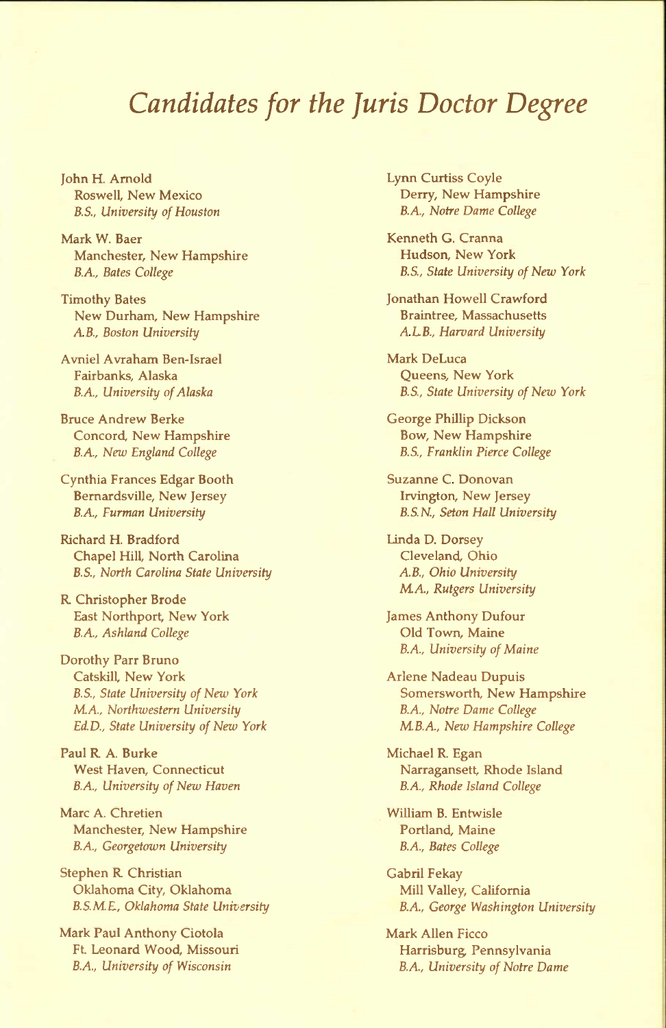# *Candidates for the Juris Doctor Degree*

John H. Arnold
Roswell, New Mexico
*B.S., University of Houston*

Mark W. Baer
Manchester, New Hampshire
*B.A., Bates College*

Timothy Bates
New Durham, New Hampshire
*A.B., Boston University*

Avniel Avraham Ben-Israel
Fairbanks, Alaska
*B.A., University of Alaska*

Bruce Andrew Berke
Concord, New Hampshire
*B.A., New England College*

Cynthia Frances Edgar Booth
Bernardsville, New Jersey
*B.A., Furman University*

Richard H. Bradford
Chapel Hill, North Carolina
*B.S., North Carolina State University*

R. Christopher Brode
East Northport, New York
*B.A., Ashland College*

Dorothy Parr Bruno
Catskill, New York
*B.S., State University of New York*
*M.A., Northwestern University*
*Ed.D., State University of New York*

Paul R. A. Burke
West Haven, Connecticut
*B.A., University of New Haven*

Marc A. Chretien
Manchester, New Hampshire
*B.A., Georgetown University*

Stephen R. Christian
Oklahoma City, Oklahoma
*B.S.M.E., Oklahoma State University*

Mark Paul Anthony Ciotola
Ft. Leonard Wood, Missouri
*B.A., University of Wisconsin*

Lynn Curtiss Coyle
Derry, New Hampshire
*B.A., Notre Dame College*

Kenneth G. Cranna
Hudson, New York
*B.S., State University of New York*

Jonathan Howell Crawford
Braintree, Massachusetts
*A.L.B., Harvard University*

Mark DeLuca
Queens, New York
*B.S., State University of New York*

George Phillip Dickson
Bow, New Hampshire
*B.S., Franklin Pierce College*

Suzanne C. Donovan
Irvington, New Jersey
*B.S.N., Seton Hall University*

Linda D. Dorsey
Cleveland, Ohio
*A.B., Ohio University*
*M.A., Rutgers University*

James Anthony Dufour
Old Town, Maine
*B.A., University of Maine*

Arlene Nadeau Dupuis
Somersworth, New Hampshire
*B.A., Notre Dame College*
*M.B.A., New Hampshire College*

Michael R. Egan
Narragansett, Rhode Island
*B.A., Rhode Island College*

William B. Entwisle
Portland, Maine
*B.A., Bates College*

Gabril Fekay
Mill Valley, California
*B.A., George Washington University*

Mark Allen Ficco
Harrisburg, Pennsylvania
*B.A., University of Notre Dame*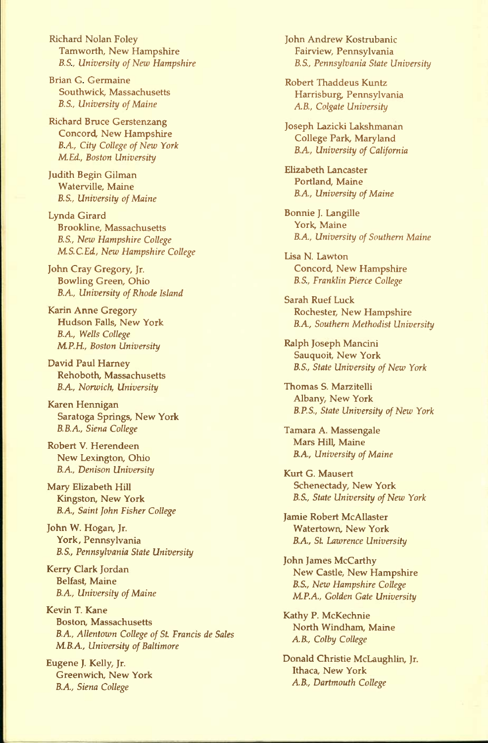Richard Nolan Foley
Tamworth, New Hampshire
*B.S., University of New Hampshire*

Brian G. Germaine
Southwick, Massachusetts
*B.S., University of Maine*

Richard Bruce Gerstenzang
Concord, New Hampshire
*B.A., City College of New York*
*M.Ed., Boston University*

Judith Begin Gilman
Waterville, Maine
*B.S., University of Maine*

Lynda Girard
Brookline, Massachusetts
*B.S., New Hampshire College*
*M.S.C.Ed., New Hampshire College*

John Cray Gregory, Jr.
Bowling Green, Ohio
*B.A., University of Rhode Island*

Karin Anne Gregory
Hudson Falls, New York
*B.A., Wells College*
*M.P.H., Boston University*

David Paul Harney
Rehoboth, Massachusetts
*B.A., Norwich, University*

Karen Hennigan
Saratoga Springs, New York
*B.B.A., Siena College*

Robert V. Herendeen
New Lexington, Ohio
*B.A., Denison University*

Mary Elizabeth Hill
Kingston, New York
*B.A., Saint John Fisher College*

John W. Hogan, Jr.
York, Pennsylvania
*B.S., Pennsylvania State University*

Kerry Clark Jordan
Belfast, Maine
*B.A., University of Maine*

Kevin T. Kane
Boston, Massachusetts
*B.A., Allentown College of St. Francis de Sales*
*M.B.A., University of Baltimore*

Eugene J. Kelly, Jr.
Greenwich, New York
*B.A., Siena College*

John Andrew Kostrubanic
Fairview, Pennsylvania
*B.S., Pennsylvania State University*

Robert Thaddeus Kuntz
Harrisburg, Pennsylvania
*A.B., Colgate University*

Joseph Lazicki Lakshmanan
College Park, Maryland
*B.A., University of California*

Elizabeth Lancaster
Portland, Maine
*B.A., University of Maine*

Bonnie J. Langille
York, Maine
*B.A., University of Southern Maine*

Lisa N. Lawton
Concord, New Hampshire
*B.S., Franklin Pierce College*

Sarah Ruef Luck
Rochester, New Hampshire
*B.A., Southern Methodist University*

Ralph Joseph Mancini
Sauquoit, New York
*B.S., State University of New York*

Thomas S. Marzitelli
Albany, New York
*B.P.S., State University of New York*

Tamara A. Massengale
Mars Hill, Maine
*B.A., University of Maine*

Kurt G. Mausert
Schenectady, New York
*B.S., State University of New York*

Jamie Robert McAllaster
Watertown, New York
*B.A., St. Lawrence University*

John James McCarthy
New Castle, New Hampshire
*B.S., New Hampshire College*
*M.P.A., Golden Gate University*

Kathy P. McKechnie
North Windham, Maine
*A.B., Colby College*

Donald Christie McLaughlin, Jr.
Ithaca, New York
*A.B., Dartmouth College*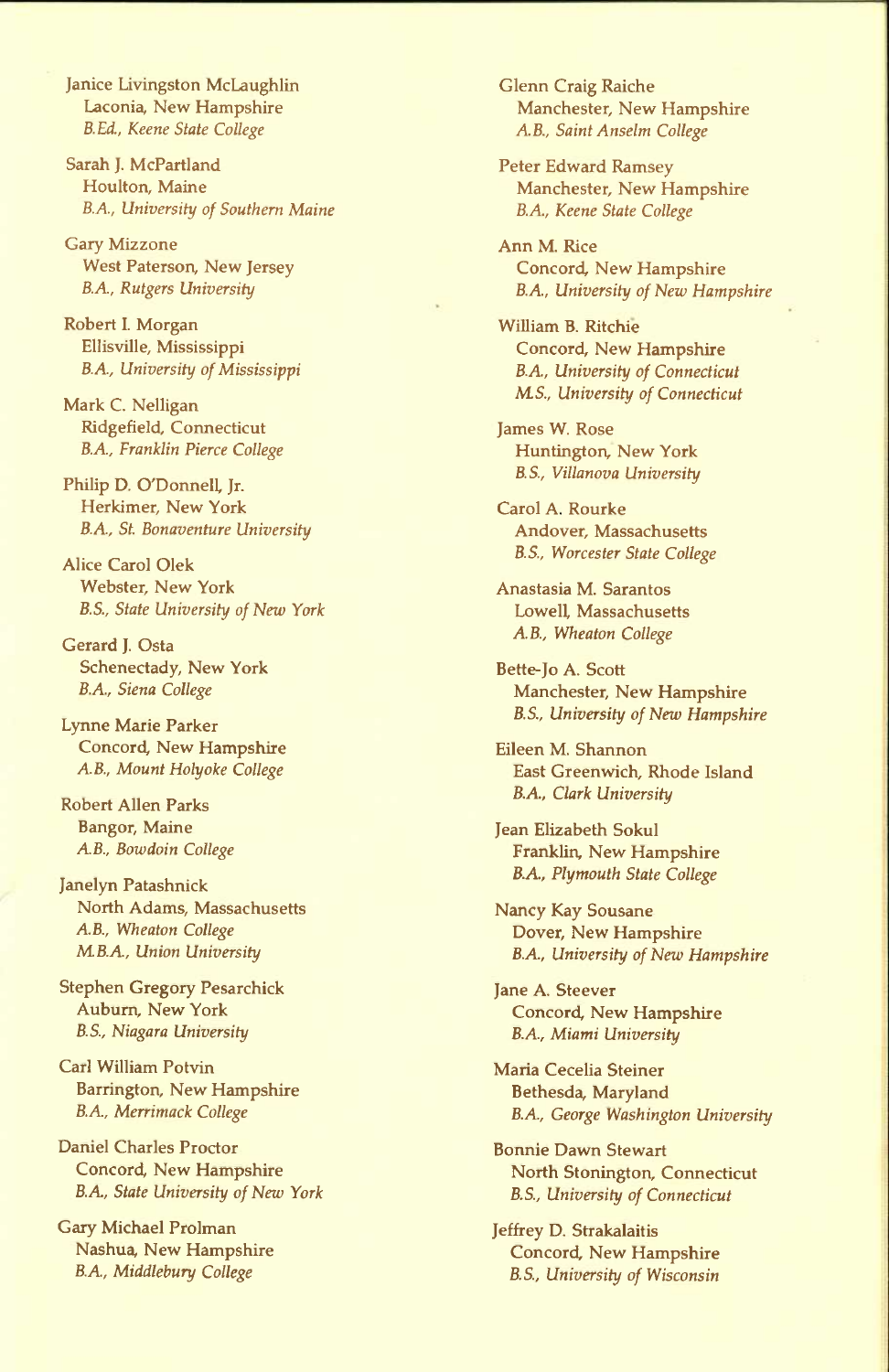Janice Livingston McLaughlin
Laconia, New Hampshire
*B.Ed., Keene State College*

Sarah J. McPartland
Houlton, Maine
*B.A., University of Southern Maine*

Gary Mizzone
West Paterson, New Jersey
*B.A., Rutgers University*

Robert I. Morgan
Ellisville, Mississippi
*B.A., University of Mississippi*

Mark C. Nelligan
Ridgefield, Connecticut
*B.A., Franklin Pierce College*

Philip D. O'Donnell, Jr.
Herkimer, New York
*B.A., St. Bonaventure University*

Alice Carol Olek
Webster, New York
*B.S., State University of New York*

Gerard J. Osta
Schenectady, New York
*B.A., Siena College*

Lynne Marie Parker
Concord, New Hampshire
*A.B., Mount Holyoke College*

Robert Allen Parks
Bangor, Maine
*A.B., Bowdoin College*

Janelyn Patashnick
North Adams, Massachusetts
*A.B., Wheaton College*
*M.B.A., Union University*

Stephen Gregory Pesarchick
Auburn, New York
*B.S., Niagara University*

Carl William Potvin
Barrington, New Hampshire
*B.A., Merrimack College*

Daniel Charles Proctor
Concord, New Hampshire
*B.A., State University of New York*

Gary Michael Prolman
Nashua, New Hampshire
*B.A., Middlebury College*

Glenn Craig Raiche
Manchester, New Hampshire
*A.B., Saint Anselm College*

Peter Edward Ramsey
Manchester, New Hampshire
*B.A., Keene State College*

Ann M. Rice
Concord, New Hampshire
*B.A., University of New Hampshire*

William B. Ritchie
Concord, New Hampshire
*B.A., University of Connecticut*
*M.S., University of Connecticut*

James W. Rose
Huntington, New York
*B.S., Villanova University*

Carol A. Rourke
Andover, Massachusetts
*B.S., Worcester State College*

Anastasia M. Sarantos
Lowell, Massachusetts
*A.B., Wheaton College*

Bette-Jo A. Scott
Manchester, New Hampshire
*B.S., University of New Hampshire*

Eileen M. Shannon
East Greenwich, Rhode Island
*B.A., Clark University*

Jean Elizabeth Sokul
Franklin, New Hampshire
*B.A., Plymouth State College*

Nancy Kay Sousane
Dover, New Hampshire
*B.A., University of New Hampshire*

Jane A. Steever
Concord, New Hampshire
*B.A., Miami University*

Maria Cecelia Steiner
Bethesda, Maryland
*B.A., George Washington University*

Bonnie Dawn Stewart
North Stonington, Connecticut
*B.S., University of Connecticut*

Jeffrey D. Strakalaitis
Concord, New Hampshire
*B.S., University of Wisconsin*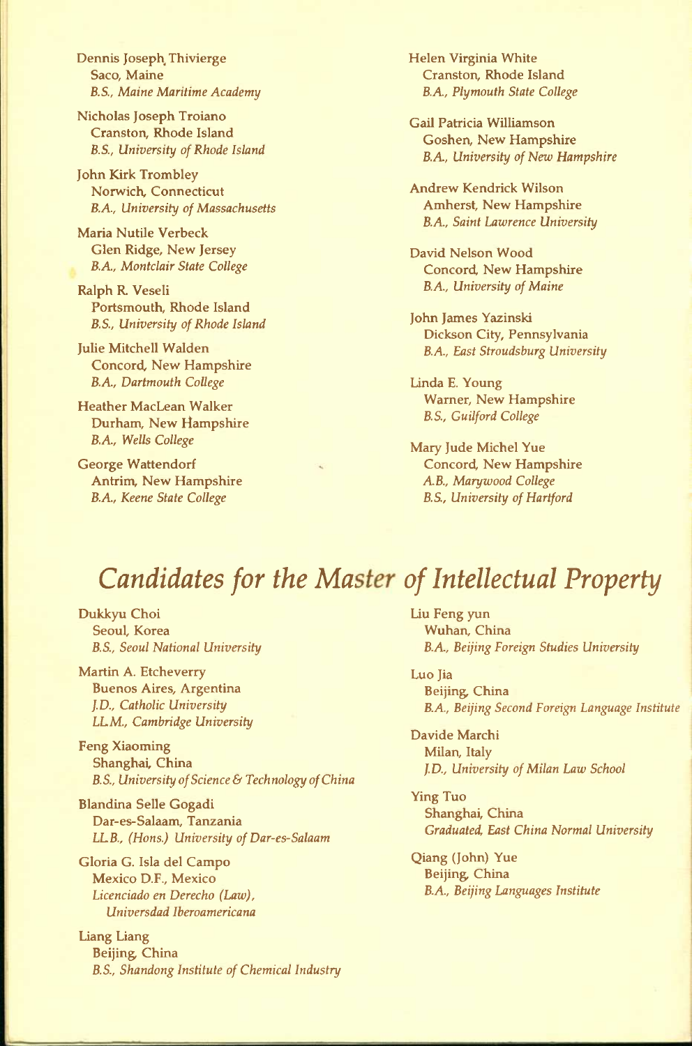Dennis Joseph Thivierge
Saco, Maine
*B.S., Maine Maritime Academy*

Nicholas Joseph Troiano
Cranston, Rhode Island
*B.S., University of Rhode Island*

John Kirk Trombley
Norwich, Connecticut
*B.A., University of Massachusetts*

Maria Nutile Verbeck
Glen Ridge, New Jersey
*B.A., Montclair State College*

Ralph R. Veseli
Portsmouth, Rhode Island
*B.S., University of Rhode Island*

Julie Mitchell Walden
Concord, New Hampshire
*B.A., Dartmouth College*

Heather MacLean Walker
Durham, New Hampshire
*B.A., Wells College*

George Wattendorf
Antrim, New Hampshire
*B.A., Keene State College*

Helen Virginia White
Cranston, Rhode Island
*B.A., Plymouth State College*

Gail Patricia Williamson
Goshen, New Hampshire
*B.A., University of New Hampshire*

Andrew Kendrick Wilson
Amherst, New Hampshire
*B.A., Saint Lawrence University*

David Nelson Wood
Concord, New Hampshire
*B.A., University of Maine*

John James Yazinski
Dickson City, Pennsylvania
*B.A., East Stroudsburg University*

Linda E. Young
Warner, New Hampshire
*B.S., Guilford College*

Mary Jude Michel Yue
Concord, New Hampshire
*A.B., Marywood College*
*B.S., University of Hartford*

## *Candidates for the Master of Intellectual Property*

Dukkyu Choi
Seoul, Korea
*B.S., Seoul National University*

Martin A. Etcheverry
Buenos Aires, Argentina
*J.D., Catholic University*
*LL.M., Cambridge University*

Feng Xiaoming
Shanghai, China
*B.S., University of Science & Technology of China*

Blandina Selle Gogadi
Dar-es-Salaam, Tanzania
*LL.B., (Hons.) University of Dar-es-Salaam*

Gloria G. Isla del Campo
Mexico D.F., Mexico
*Licenciado en Derecho (Law), Universdad Iberoamericana*

Liang Liang
Beijing, China
*B.S., Shandong Institute of Chemical Industry*

Liu Feng yun
Wuhan, China
*B.A., Beijing Foreign Studies University*

Luo Jia
Beijing, China
*B.A., Beijing Second Foreign Language Institute*

Davide Marchi
Milan, Italy
*J.D., University of Milan Law School*

Ying Tuo
Shanghai, China
*Graduated, East China Normal University*

Qiang (John) Yue
Beijing, China
*B.A., Beijing Languages Institute*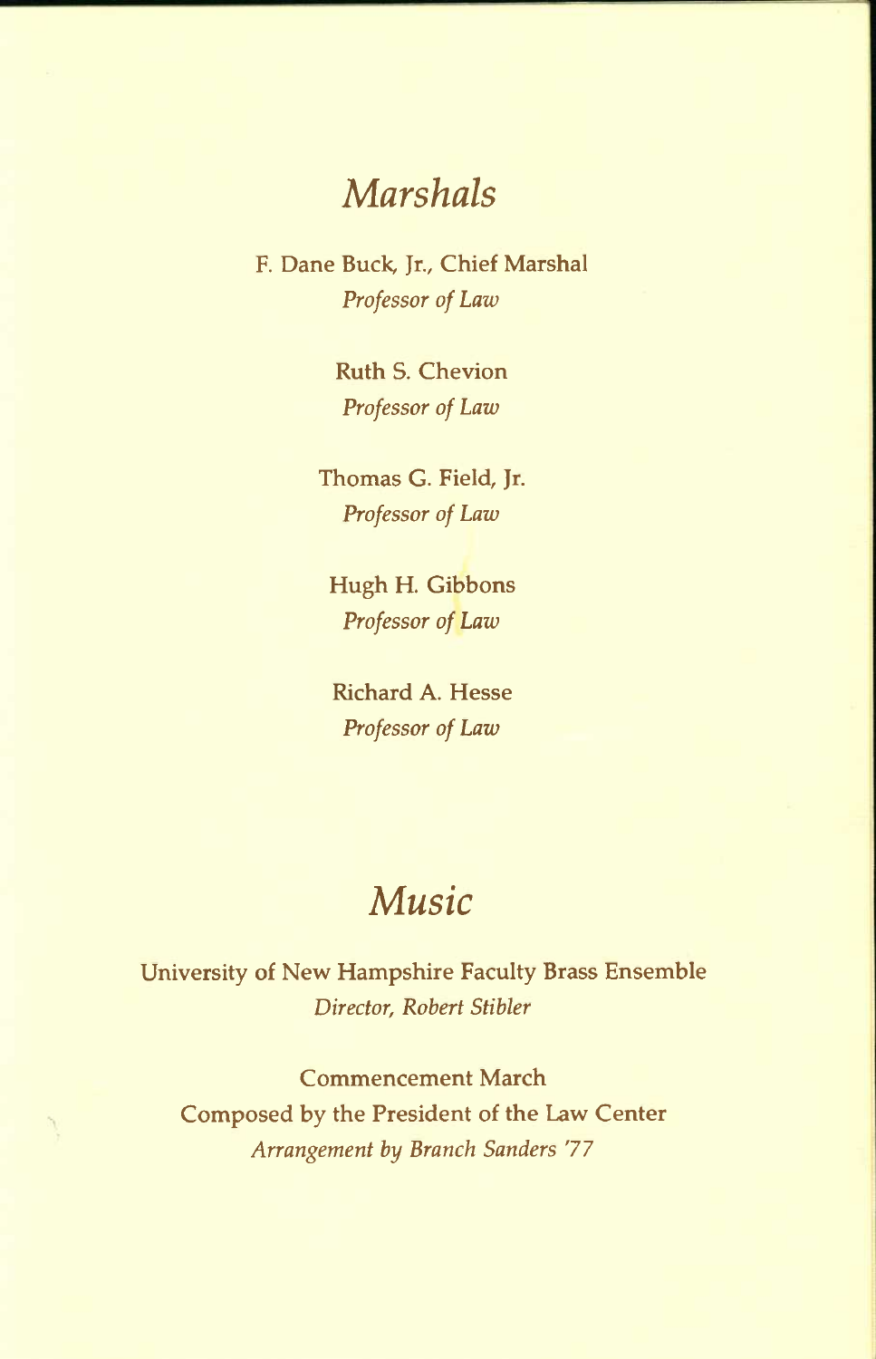## *Marshals*

F. Dane Buck, Jr., Chief Marshal
*Professor of Law*

Ruth S. Chevion
*Professor of Law*

Thomas G. Field, Jr.
*Professor of Law*

Hugh H. Gibbons
*Professor of Law*

Richard A. Hesse
*Professor of Law*

## *Music*

University of New Hampshire Faculty Brass Ensemble
*Director, Robert Stibler*

Commencement March
Composed by the President of the Law Center
*Arrangement by Branch Sanders '77*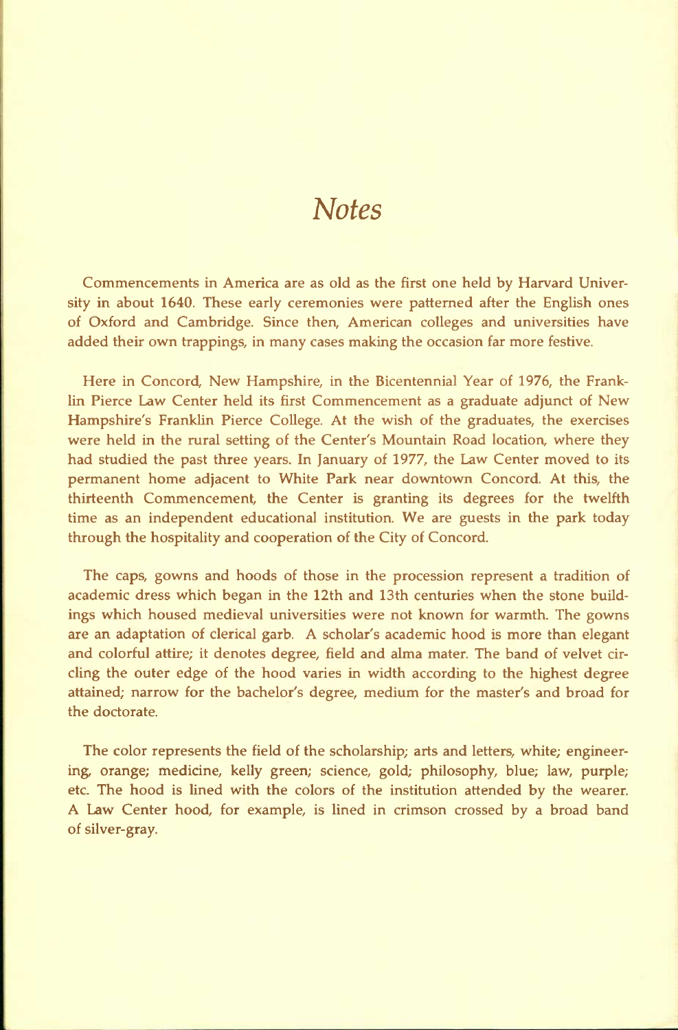# *Notes*

Commencements in America are as old as the first one held by Harvard University in about 1640. These early ceremonies were patterned after the English ones of Oxford and Cambridge. Since then, American colleges and universities have added their own trappings, in many cases making the occasion far more festive.

Here in Concord, New Hampshire, in the Bicentennial Year of 1976, the Franklin Pierce Law Center held its first Commencement as a graduate adjunct of New Hampshire's Franklin Pierce College. At the wish of the graduates, the exercises were held in the rural setting of the Center's Mountain Road location, where they had studied the past three years. In January of 1977, the Law Center moved to its permanent home adjacent to White Park near downtown Concord. At this, the thirteenth Commencement, the Center is granting its degrees for the twelfth time as an independent educational institution. We are guests in the park today through the hospitality and cooperation of the City of Concord.

The caps, gowns and hoods of those in the procession represent a tradition of academic dress which began in the 12th and 13th centuries when the stone buildings which housed medieval universities were not known for warmth. The gowns are an adaptation of clerical garb. A scholar's academic hood is more than elegant and colorful attire; it denotes degree, field and alma mater. The band of velvet circling the outer edge of the hood varies in width according to the highest degree attained; narrow for the bachelor's degree, medium for the master's and broad for the doctorate.

The color represents the field of the scholarship; arts and letters, white; engineering, orange; medicine, kelly green; science, gold; philosophy, blue; law, purple; etc. The hood is lined with the colors of the institution attended by the wearer. A Law Center hood, for example, is lined in crimson crossed by a broad band of silver-gray.